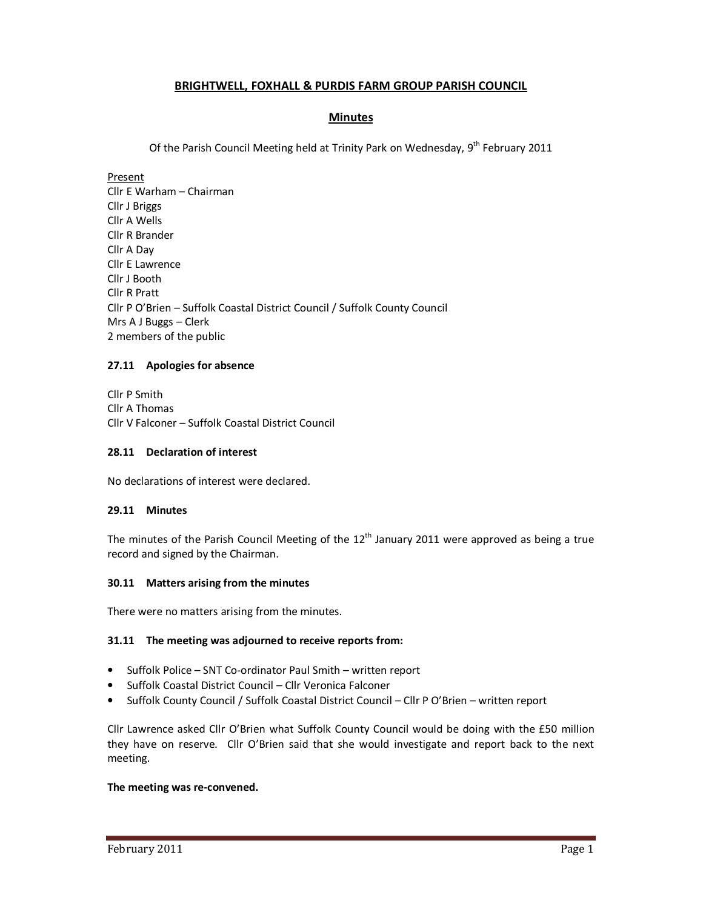# BRIGHTWELL, FOXHALL & PURDIS FARM GROUP PARISH COUNCIL

## Minutes

Of the Parish Council Meeting held at Trinity Park on Wednesday, 9th February 2011

Present
Cllr E Warham – Chairman
Cllr J Briggs
Cllr A Wells
Cllr R Brander
Cllr A Day
Cllr E Lawrence
Cllr J Booth
Cllr R Pratt
Cllr P O'Brien – Suffolk Coastal District Council / Suffolk County Council
Mrs A J Buggs – Clerk
2 members of the public

**27.11 Apologies for absence**

Cllr P Smith
Cllr A Thomas
Cllr V Falconer – Suffolk Coastal District Council

**28.11 Declaration of interest**

No declarations of interest were declared.

**29.11 Minutes**

The minutes of the Parish Council Meeting of the 12th January 2011 were approved as being a true record and signed by the Chairman.

**30.11 Matters arising from the minutes**

There were no matters arising from the minutes.

**31.11 The meeting was adjourned to receive reports from:**

- Suffolk Police – SNT Co-ordinator Paul Smith – written report
- Suffolk Coastal District Council – Cllr Veronica Falconer
- Suffolk County Council / Suffolk Coastal District Council – Cllr P O'Brien – written report

Cllr Lawrence asked Cllr O'Brien what Suffolk County Council would be doing with the £50 million they have on reserve. Cllr O'Brien said that she would investigate and report back to the next meeting.

**The meeting was re-convened.**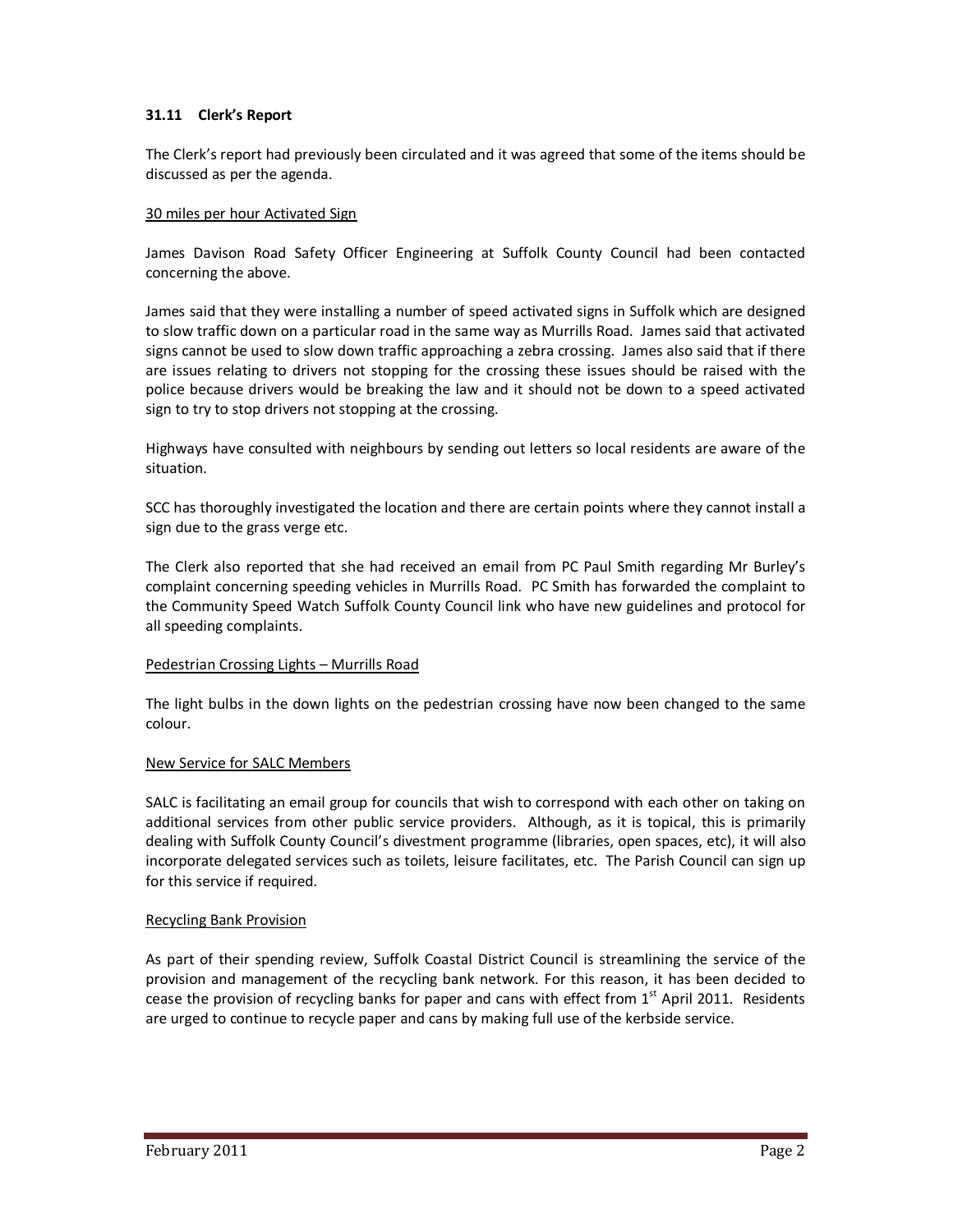### 31.11 Clerk's Report

The Clerk's report had previously been circulated and it was agreed that some of the items should be discussed as per the agenda.

30 miles per hour Activated Sign

James Davison Road Safety Officer Engineering at Suffolk County Council had been contacted concerning the above.

James said that they were installing a number of speed activated signs in Suffolk which are designed to slow traffic down on a particular road in the same way as Murrills Road. James said that activated signs cannot be used to slow down traffic approaching a zebra crossing. James also said that if there are issues relating to drivers not stopping for the crossing these issues should be raised with the police because drivers would be breaking the law and it should not be down to a speed activated sign to try to stop drivers not stopping at the crossing.

Highways have consulted with neighbours by sending out letters so local residents are aware of the situation.

SCC has thoroughly investigated the location and there are certain points where they cannot install a sign due to the grass verge etc.

The Clerk also reported that she had received an email from PC Paul Smith regarding Mr Burley's complaint concerning speeding vehicles in Murrills Road. PC Smith has forwarded the complaint to the Community Speed Watch Suffolk County Council link who have new guidelines and protocol for all speeding complaints.

Pedestrian Crossing Lights – Murrills Road

The light bulbs in the down lights on the pedestrian crossing have now been changed to the same colour.

New Service for SALC Members

SALC is facilitating an email group for councils that wish to correspond with each other on taking on additional services from other public service providers. Although, as it is topical, this is primarily dealing with Suffolk County Council's divestment programme (libraries, open spaces, etc), it will also incorporate delegated services such as toilets, leisure facilitates, etc. The Parish Council can sign up for this service if required.

Recycling Bank Provision

As part of their spending review, Suffolk Coastal District Council is streamlining the service of the provision and management of the recycling bank network. For this reason, it has been decided to cease the provision of recycling banks for paper and cans with effect from 1st April 2011. Residents are urged to continue to recycle paper and cans by making full use of the kerbside service.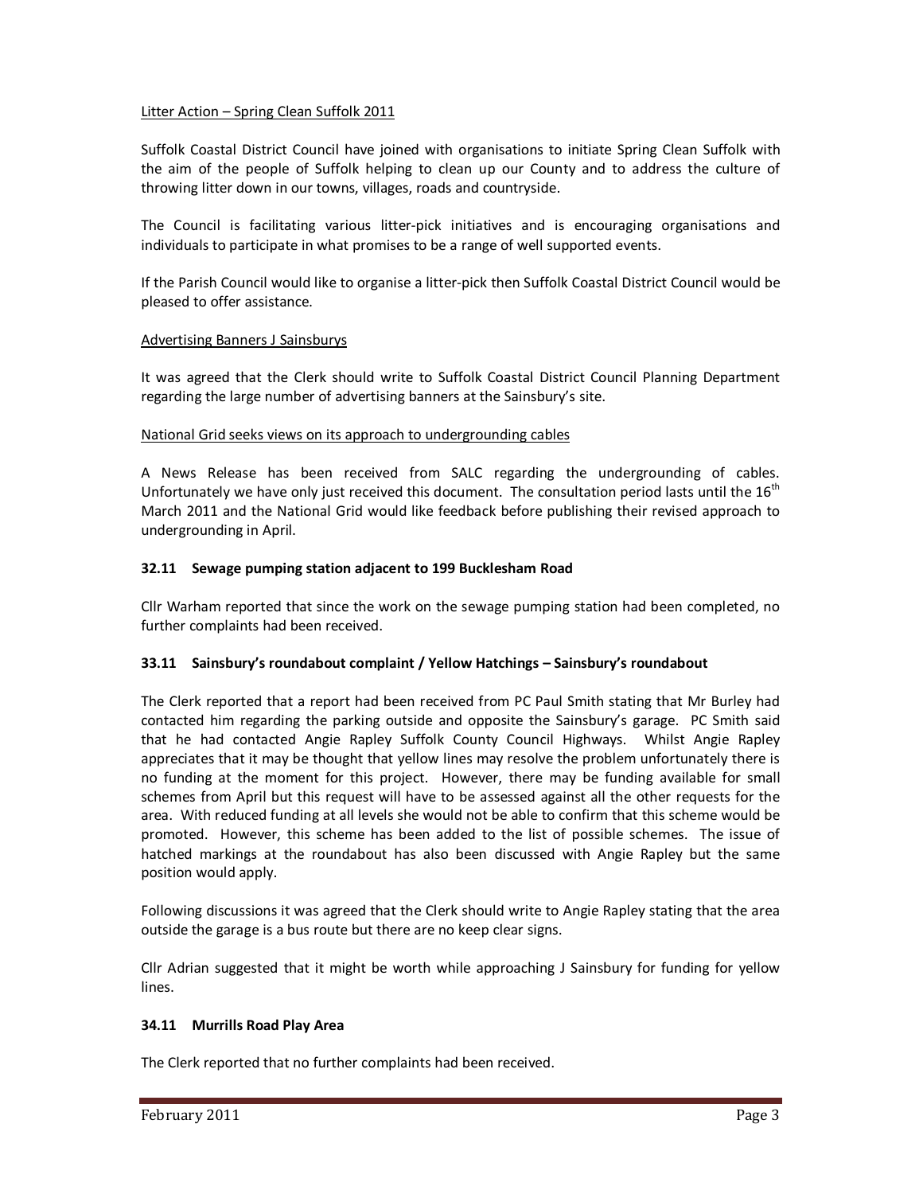Litter Action – Spring Clean Suffolk 2011

Suffolk Coastal District Council have joined with organisations to initiate Spring Clean Suffolk with the aim of the people of Suffolk helping to clean up our County and to address the culture of throwing litter down in our towns, villages, roads and countryside.

The Council is facilitating various litter-pick initiatives and is encouraging organisations and individuals to participate in what promises to be a range of well supported events.

If the Parish Council would like to organise a litter-pick then Suffolk Coastal District Council would be pleased to offer assistance.

Advertising Banners J Sainsburys

It was agreed that the Clerk should write to Suffolk Coastal District Council Planning Department regarding the large number of advertising banners at the Sainsbury's site.

National Grid seeks views on its approach to undergrounding cables

A News Release has been received from SALC regarding the undergrounding of cables. Unfortunately we have only just received this document. The consultation period lasts until the 16th March 2011 and the National Grid would like feedback before publishing their revised approach to undergrounding in April.

**32.11 Sewage pumping station adjacent to 199 Bucklesham Road**

Cllr Warham reported that since the work on the sewage pumping station had been completed, no further complaints had been received.

**33.11 Sainsbury's roundabout complaint / Yellow Hatchings – Sainsbury's roundabout**

The Clerk reported that a report had been received from PC Paul Smith stating that Mr Burley had contacted him regarding the parking outside and opposite the Sainsbury's garage. PC Smith said that he had contacted Angie Rapley Suffolk County Council Highways. Whilst Angie Rapley appreciates that it may be thought that yellow lines may resolve the problem unfortunately there is no funding at the moment for this project. However, there may be funding available for small schemes from April but this request will have to be assessed against all the other requests for the area. With reduced funding at all levels she would not be able to confirm that this scheme would be promoted. However, this scheme has been added to the list of possible schemes. The issue of hatched markings at the roundabout has also been discussed with Angie Rapley but the same position would apply.

Following discussions it was agreed that the Clerk should write to Angie Rapley stating that the area outside the garage is a bus route but there are no keep clear signs.

Cllr Adrian suggested that it might be worth while approaching J Sainsbury for funding for yellow lines.

**34.11 Murrills Road Play Area**

The Clerk reported that no further complaints had been received.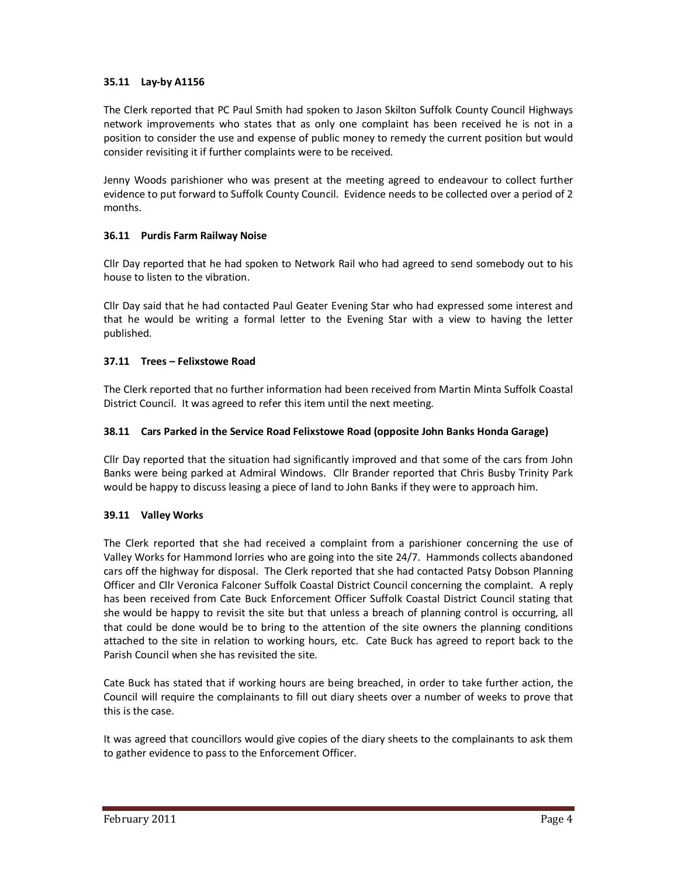### 35.11 Lay-by A1156

The Clerk reported that PC Paul Smith had spoken to Jason Skilton Suffolk County Council Highways network improvements who states that as only one complaint has been received he is not in a position to consider the use and expense of public money to remedy the current position but would consider revisiting it if further complaints were to be received.

Jenny Woods parishioner who was present at the meeting agreed to endeavour to collect further evidence to put forward to Suffolk County Council. Evidence needs to be collected over a period of 2 months.

### 36.11 Purdis Farm Railway Noise

Cllr Day reported that he had spoken to Network Rail who had agreed to send somebody out to his house to listen to the vibration.

Cllr Day said that he had contacted Paul Geater Evening Star who had expressed some interest and that he would be writing a formal letter to the Evening Star with a view to having the letter published.

### 37.11 Trees – Felixstowe Road

The Clerk reported that no further information had been received from Martin Minta Suffolk Coastal District Council. It was agreed to refer this item until the next meeting.

### 38.11 Cars Parked in the Service Road Felixstowe Road (opposite John Banks Honda Garage)

Cllr Day reported that the situation had significantly improved and that some of the cars from John Banks were being parked at Admiral Windows. Cllr Brander reported that Chris Busby Trinity Park would be happy to discuss leasing a piece of land to John Banks if they were to approach him.

### 39.11 Valley Works

The Clerk reported that she had received a complaint from a parishioner concerning the use of Valley Works for Hammond lorries who are going into the site 24/7. Hammonds collects abandoned cars off the highway for disposal. The Clerk reported that she had contacted Patsy Dobson Planning Officer and Cllr Veronica Falconer Suffolk Coastal District Council concerning the complaint. A reply has been received from Cate Buck Enforcement Officer Suffolk Coastal District Council stating that she would be happy to revisit the site but that unless a breach of planning control is occurring, all that could be done would be to bring to the attention of the site owners the planning conditions attached to the site in relation to working hours, etc. Cate Buck has agreed to report back to the Parish Council when she has revisited the site.

Cate Buck has stated that if working hours are being breached, in order to take further action, the Council will require the complainants to fill out diary sheets over a number of weeks to prove that this is the case.

It was agreed that councillors would give copies of the diary sheets to the complainants to ask them to gather evidence to pass to the Enforcement Officer.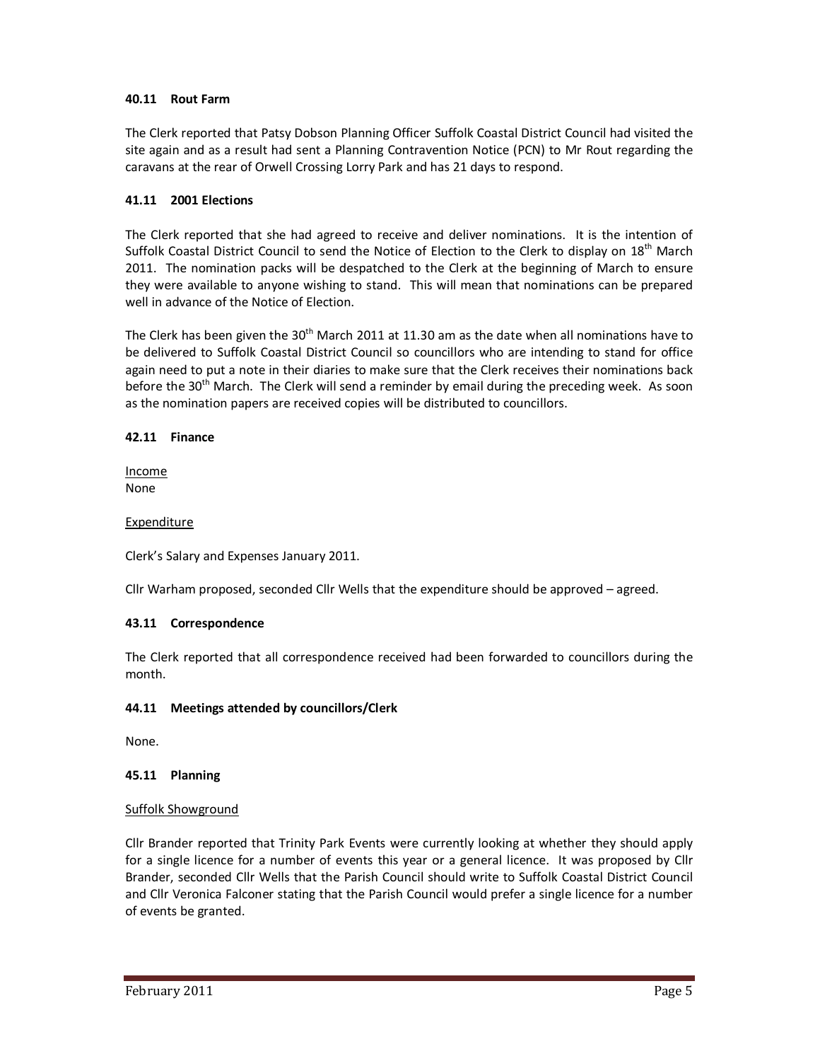### 40.11 Rout Farm

The Clerk reported that Patsy Dobson Planning Officer Suffolk Coastal District Council had visited the site again and as a result had sent a Planning Contravention Notice (PCN) to Mr Rout regarding the caravans at the rear of Orwell Crossing Lorry Park and has 21 days to respond.

### 41.11 2001 Elections

The Clerk reported that she had agreed to receive and deliver nominations. It is the intention of Suffolk Coastal District Council to send the Notice of Election to the Clerk to display on 18th March 2011. The nomination packs will be despatched to the Clerk at the beginning of March to ensure they were available to anyone wishing to stand. This will mean that nominations can be prepared well in advance of the Notice of Election.

The Clerk has been given the 30th March 2011 at 11.30 am as the date when all nominations have to be delivered to Suffolk Coastal District Council so councillors who are intending to stand for office again need to put a note in their diaries to make sure that the Clerk receives their nominations back before the 30th March. The Clerk will send a reminder by email during the preceding week. As soon as the nomination papers are received copies will be distributed to councillors.

### 42.11 Finance

<u>Income</u>
None

<u>Expenditure</u>

Clerk's Salary and Expenses January 2011.

Cllr Warham proposed, seconded Cllr Wells that the expenditure should be approved – agreed.

### 43.11 Correspondence

The Clerk reported that all correspondence received had been forwarded to councillors during the month.

### 44.11 Meetings attended by councillors/Clerk

None.

### 45.11 Planning

<u>Suffolk Showground</u>

Cllr Brander reported that Trinity Park Events were currently looking at whether they should apply for a single licence for a number of events this year or a general licence. It was proposed by Cllr Brander, seconded Cllr Wells that the Parish Council should write to Suffolk Coastal District Council and Cllr Veronica Falconer stating that the Parish Council would prefer a single licence for a number of events be granted.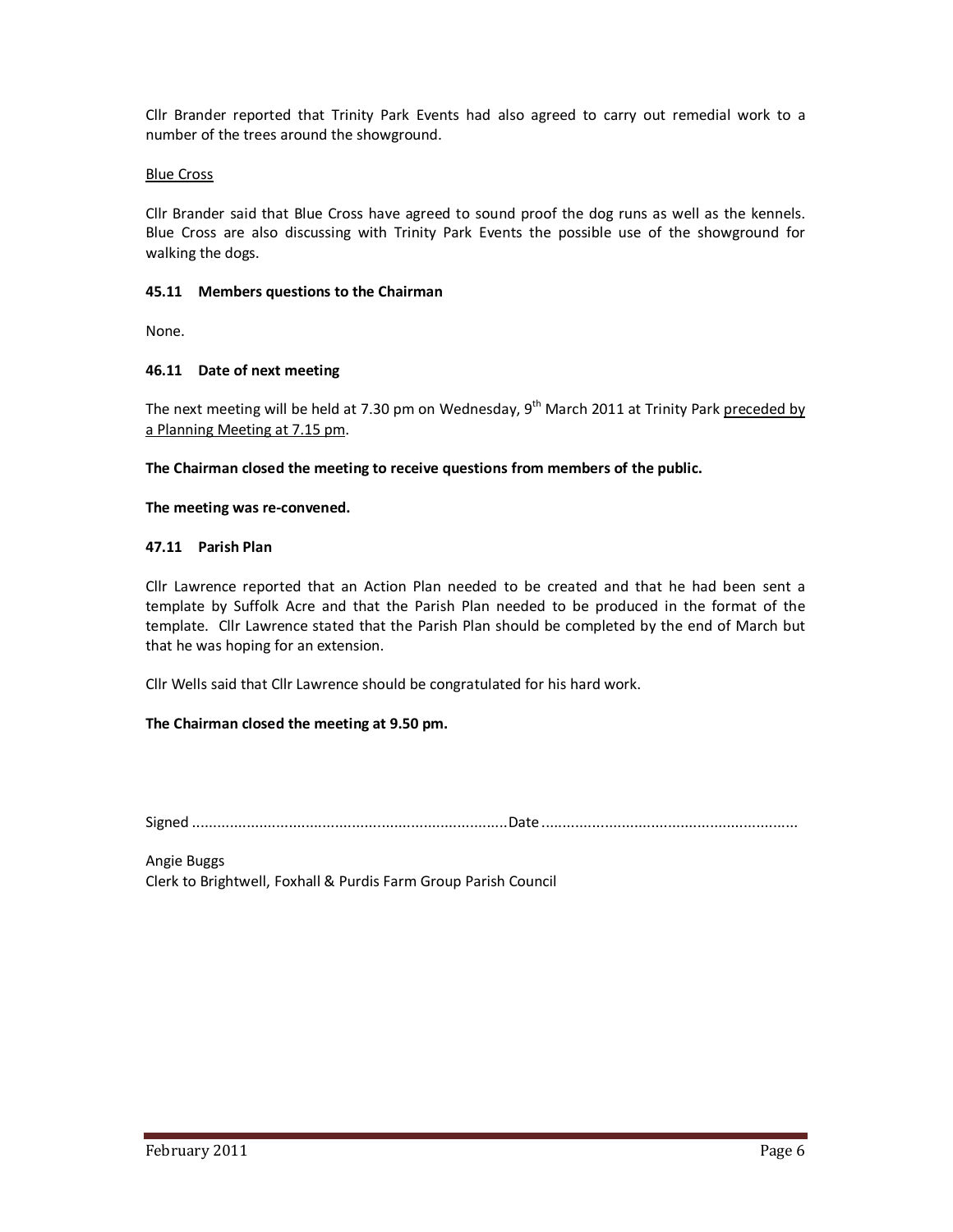Cllr Brander reported that Trinity Park Events had also agreed to carry out remedial work to a number of the trees around the showground.

Blue Cross

Cllr Brander said that Blue Cross have agreed to sound proof the dog runs as well as the kennels. Blue Cross are also discussing with Trinity Park Events the possible use of the showground for walking the dogs.

**45.11 Members questions to the Chairman**

None.

**46.11 Date of next meeting**

The next meeting will be held at 7.30 pm on Wednesday, 9th March 2011 at Trinity Park preceded by a Planning Meeting at 7.15 pm.

**The Chairman closed the meeting to receive questions from members of the public.**

**The meeting was re-convened.**

**47.11 Parish Plan**

Cllr Lawrence reported that an Action Plan needed to be created and that he had been sent a template by Suffolk Acre and that the Parish Plan needed to be produced in the format of the template. Cllr Lawrence stated that the Parish Plan should be completed by the end of March but that he was hoping for an extension.

Cllr Wells said that Cllr Lawrence should be congratulated for his hard work.

**The Chairman closed the meeting at 9.50 pm.**

Signed ..........................................................................Date ............................................................

Angie Buggs
Clerk to Brightwell, Foxhall & Purdis Farm Group Parish Council